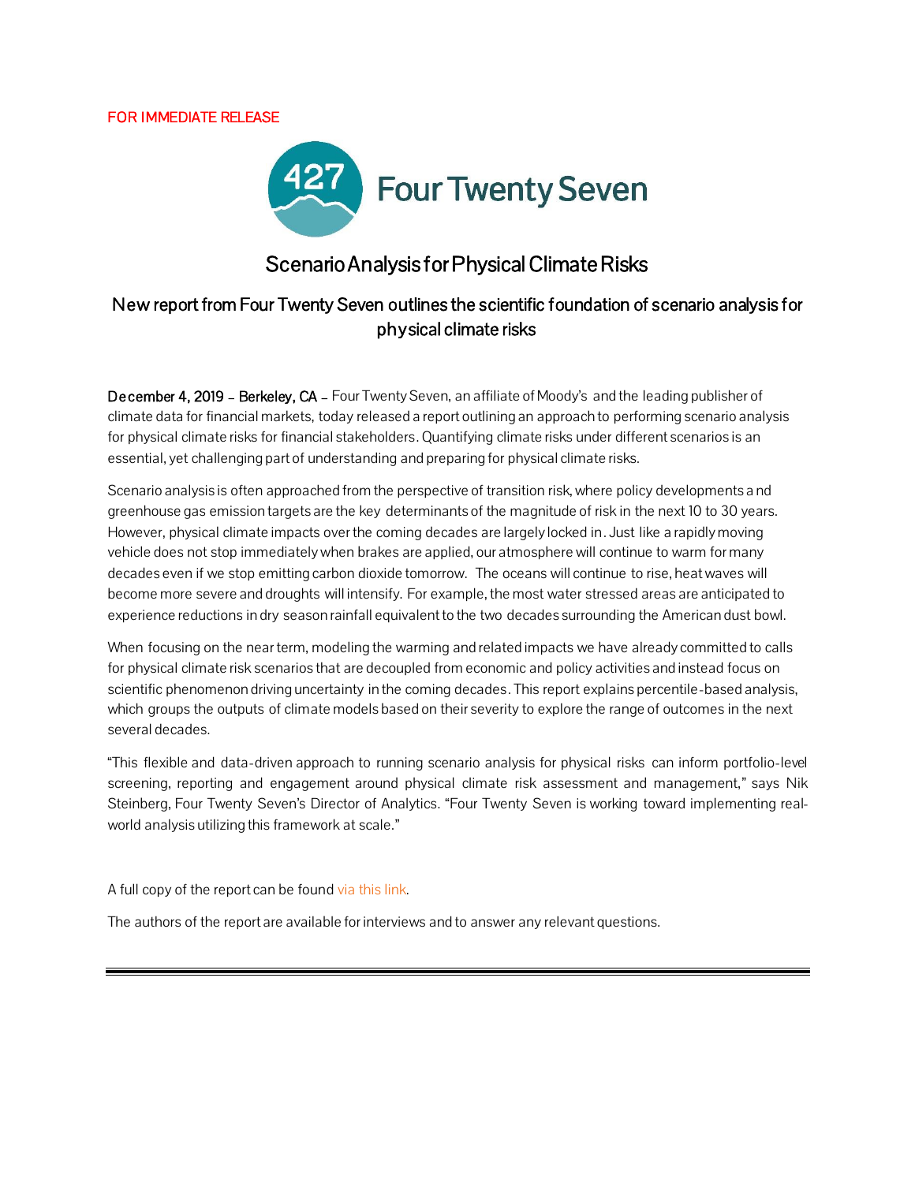FOR IMMEDIATE RELEASE

Four Twenty Seven

# Scenario Analysis for Physical Climate Risks

## New report from Four Twenty Seven outlines the scientific foundation of scenario analysis for physical climate risks

**December 4, 2019 – Berkeley, CA** – Four Twenty Seven, an affiliate of Moody's and the leading publisher of climate data for financial markets, today released a report outlining an approach to performing scenario analysis for physical climate risks for financial stakeholders. Quantifying climate risks under different scenarios is an essential, yet challenging part of understanding and preparing for physical climate risks.

Scenario analysis is often approached from the perspective of transition risk, where policy developments and greenhouse gas emission targets are the key determinants of the magnitude of risk in the next 10 to 30 years. However, physical climate impacts over the coming decades are largely locked in. Just like a rapidly moving vehicle does not stop immediately when brakes are applied, our atmosphere will continue to warm for many decades even if we stop emitting carbon dioxide tomorrow. The oceans will continue to rise, heat waves will become more severe and droughts will intensify. For example, the most water stressed areas are anticipated to experience reductions in dry season rainfall equivalent to the two decades surrounding the American dust bowl.

When focusing on the near term, modeling the warming and related impacts we have already committed to calls for physical climate risk scenarios that are decoupled from economic and policy activities and instead focus on scientific phenomenon driving uncertainty in the coming decades. This report explains percentile-based analysis, which groups the outputs of climate models based on their severity to explore the range of outcomes in the next several decades.

"This flexible and data-driven approach to running scenario analysis for physical risks can inform portfolio-level screening, reporting and engagement around physical climate risk assessment and management," says Nik Steinberg, Four Twenty Seven's Director of Analytics. "Four Twenty Seven is working toward implementing real-world analysis utilizing this framework at scale."

A full copy of the report can be found via this link.

The authors of the report are available for interviews and to answer any relevant questions.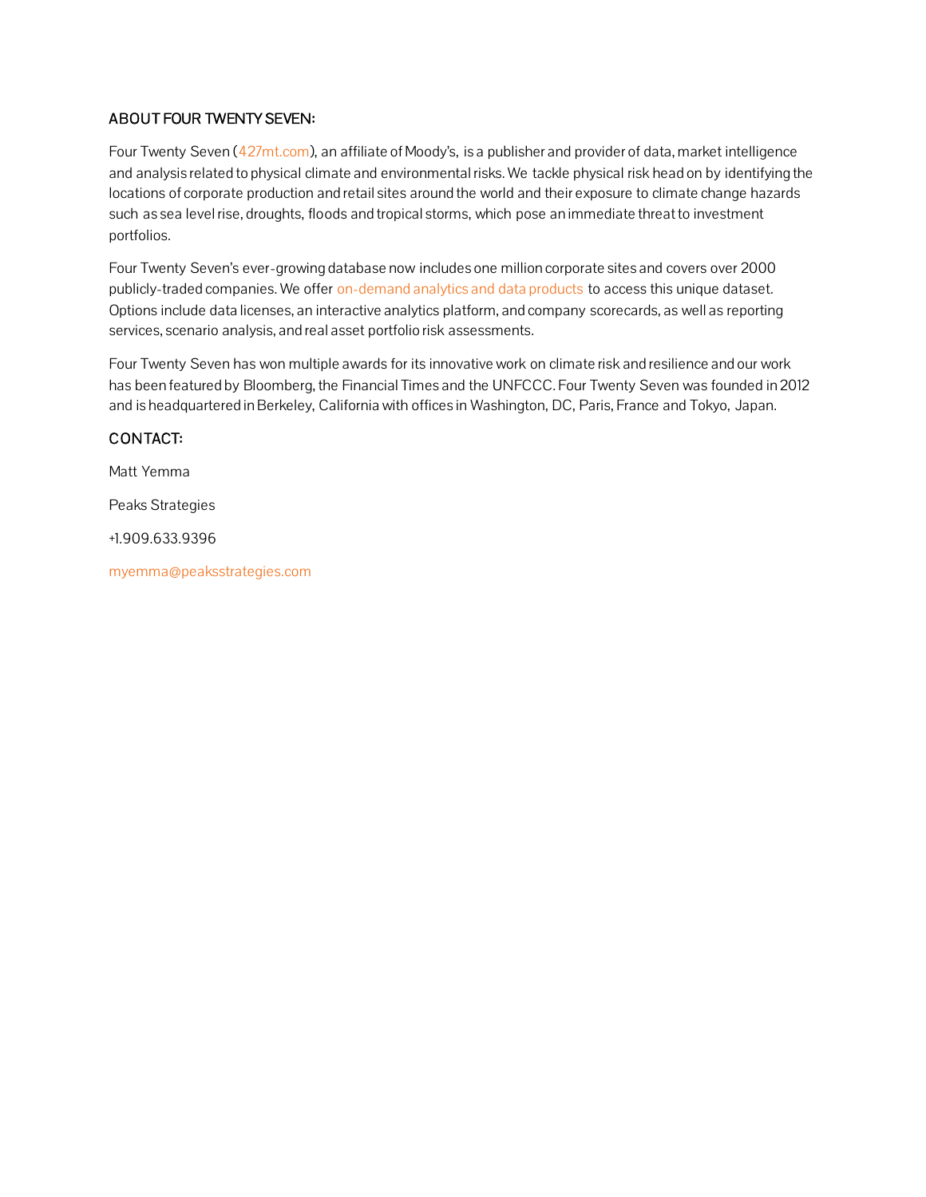## ABOUT FOUR TWENTY SEVEN:

Four Twenty Seven (427mt.com), an affiliate of Moody's, is a publisher and provider of data, market intelligence and analysis related to physical climate and environmental risks. We tackle physical risk head on by identifying the locations of corporate production and retail sites around the world and their exposure to climate change hazards such as sea level rise, droughts, floods and tropical storms, which pose an immediate threat to investment portfolios.

Four Twenty Seven's ever-growing database now includes one million corporate sites and covers over 2000 publicly-traded companies. We offer on-demand analytics and data products to access this unique dataset. Options include data licenses, an interactive analytics platform, and company scorecards, as well as reporting services, scenario analysis, and real asset portfolio risk assessments.

Four Twenty Seven has won multiple awards for its innovative work on climate risk and resilience and our work has been featured by Bloomberg, the Financial Times and the UNFCCC. Four Twenty Seven was founded in 2012 and is headquartered in Berkeley, California with offices in Washington, DC, Paris, France and Tokyo, Japan.

## CONTACT:

Matt Yemma

Peaks Strategies

+1.909.633.9396

myemma@peaksstrategies.com